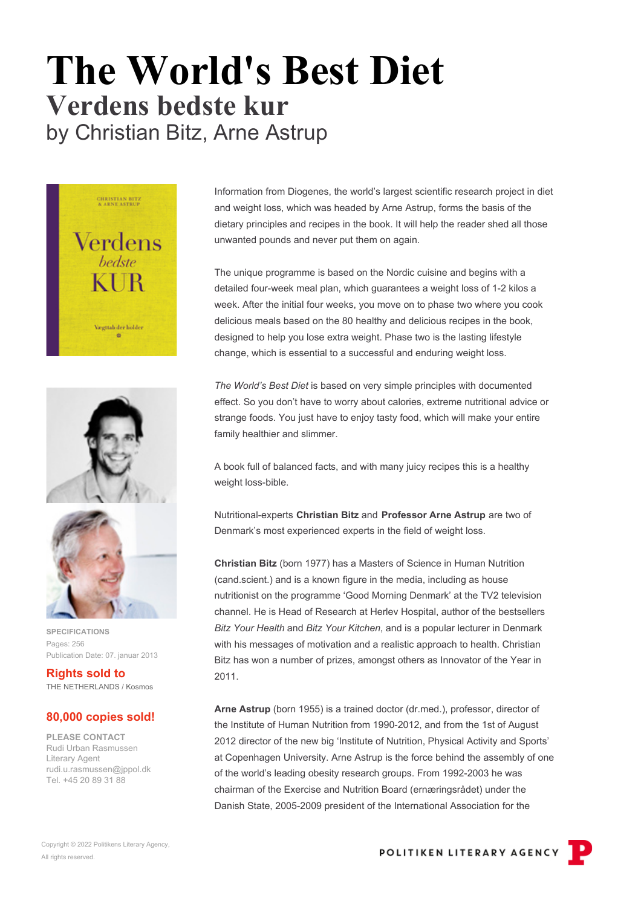# The World's Best Diet

## Verdens bedste kur

by Christian Bitz, Arne Astrup

Information from Diogenes, the world's largest scientific research project in diet and weight loss, which was headed by Arne Astrup, forms the basis of the dietary principles and recipes in the book. It will help the reader shed all those unwanted pounds and never put them on again.

The unique programme is based on the Nordic cuisine and begins with a detailed four-week meal plan, which guarantees a weight loss of 1-2 kilos a week. After the initial four weeks, you move on to phase two where you cook delicious meals based on the 80 healthy and delicious recipes in the book, designed to help you lose extra weight. Phase two is the lasting lifestyle change, which is essential to a successful and enduring weight loss.

*The World's Best Diet* is based on very simple principles with documented effect. So you don't have to worry about calories, extreme nutritional advice or strange foods. You just have to enjoy tasty food, which will make your entire family healthier and slimmer.

A book full of balanced facts, and with many juicy recipes this is a healthy weight loss-bible.

Nutritional-experts **Christian Bitz** and **Professor Arne Astrup** are two of Denmark's most experienced experts in the field of weight loss.

**Christian Bitz** (born 1977) has a Masters of Science in Human Nutrition (cand.scient.) and is a known figure in the media, including as house nutritionist on the programme 'Good Morning Denmark' at the TV2 television channel. He is Head of Research at Herlev Hospital, author of the bestsellers *Bitz Your Health* and *Bitz Your Kitchen*, and is a popular lecturer in Denmark with his messages of motivation and a realistic approach to health. Christian Bitz has won a number of prizes, amongst others as Innovator of the Year in 2011.

**Arne Astrup** (born 1955) is a trained doctor (dr.med.), professor, director of the Institute of Human Nutrition from 1990-2012, and from the 1st of August 2012 director of the new big 'Institute of Nutrition, Physical Activity and Sports' at Copenhagen University. Arne Astrup is the force behind the assembly of one of the world's leading obesity research groups. From 1992-2003 he was chairman of the Exercise and Nutrition Board (ernæringsrådet) under the Danish State, 2005-2009 president of the International Association for the

**SPECIFICATIONS**
Pages: 256
Publication Date: 07. januar 2013

**Rights sold to**
THE NETHERLANDS / Kosmos

**80,000 copies sold!**

**PLEASE CONTACT**
Rudi Urban Rasmussen
Literary Agent
rudi.u.rasmussen@jppol.dk
Tel. +45 20 89 31 88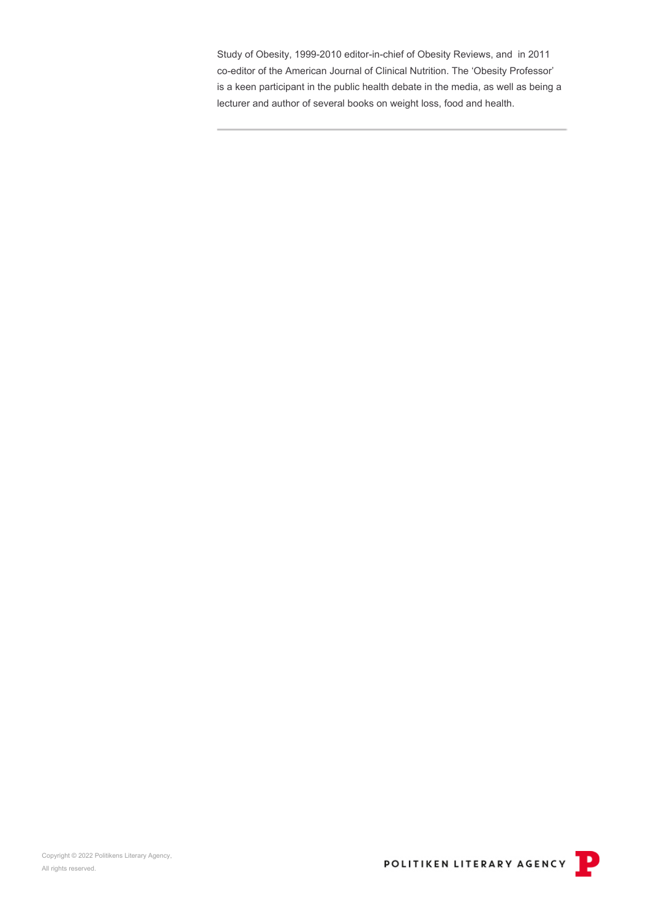Study of Obesity, 1999-2010 editor-in-chief of Obesity Reviews, and in 2011 co-editor of the American Journal of Clinical Nutrition. The 'Obesity Professor' is a keen participant in the public health debate in the media, as well as being a lecturer and author of several books on weight loss, food and health.

---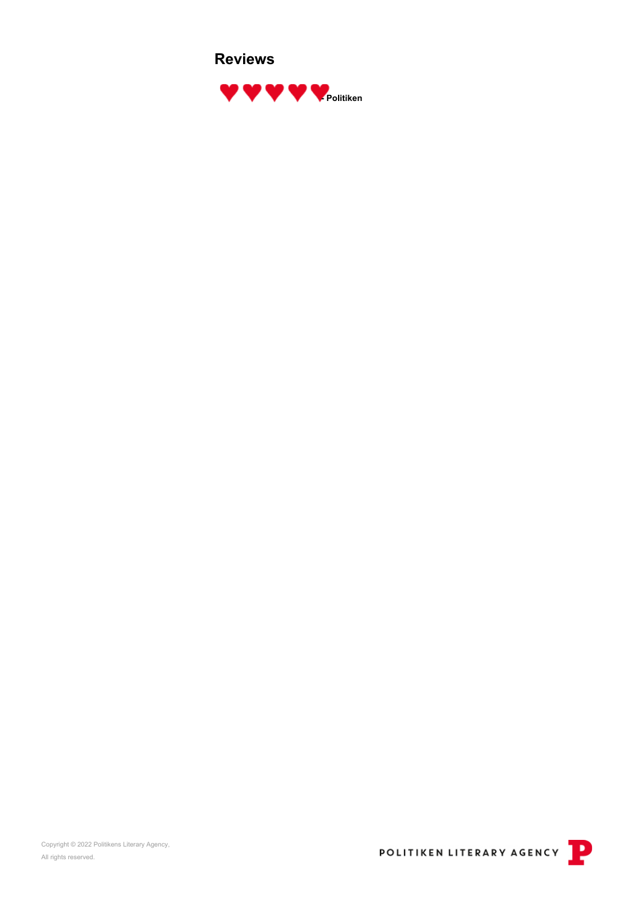## Reviews

♥♥♥♥♥ - Politiken